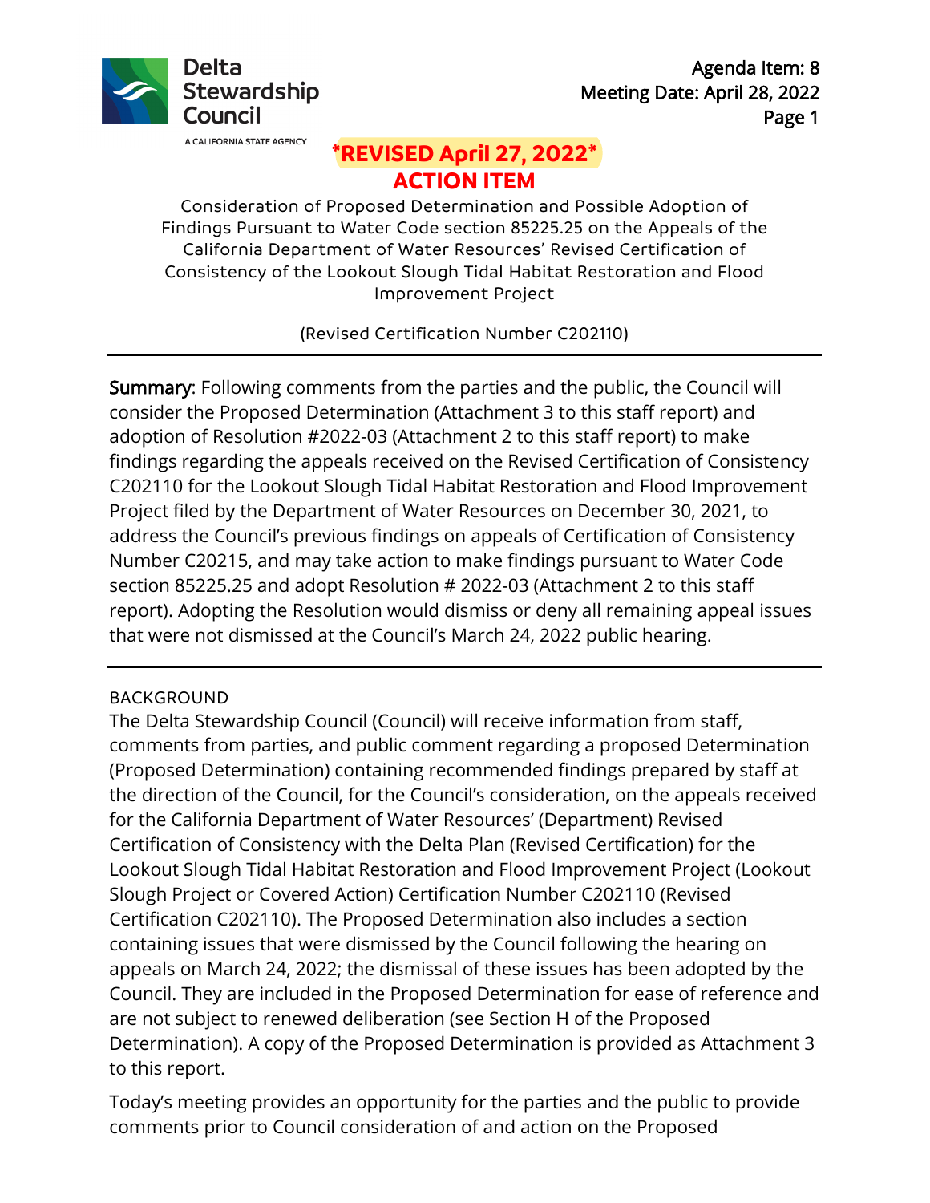Delta Stewardship Council

A CALIFORNIA STATE AGENCY

Agenda Item: 8
Meeting Date: April 28, 2022

**\*REVISED April 27, 2022\***

# ACTION ITEM

Consideration of Proposed Determination and Possible Adoption of Findings Pursuant to Water Code section 85225.25 on the Appeals of the California Department of Water Resources' Revised Certification of Consistency of the Lookout Slough Tidal Habitat Restoration and Flood Improvement Project

(Revised Certification Number C202110)

---

**Summary**: Following comments from the parties and the public, the Council will consider the Proposed Determination (Attachment 3 to this staff report) and adoption of Resolution #2022-03 (Attachment 2 to this staff report) to make findings regarding the appeals received on the Revised Certification of Consistency C202110 for the Lookout Slough Tidal Habitat Restoration and Flood Improvement Project filed by the Department of Water Resources on December 30, 2021, to address the Council's previous findings on appeals of Certification of Consistency Number C20215, and may take action to make findings pursuant to Water Code section 85225.25 and adopt Resolution # 2022-03 (Attachment 2 to this staff report). Adopting the Resolution would dismiss or deny all remaining appeal issues that were not dismissed at the Council's March 24, 2022 public hearing.

---

## BACKGROUND

The Delta Stewardship Council (Council) will receive information from staff, comments from parties, and public comment regarding a proposed Determination (Proposed Determination) containing recommended findings prepared by staff at the direction of the Council, for the Council's consideration, on the appeals received for the California Department of Water Resources' (Department) Revised Certification of Consistency with the Delta Plan (Revised Certification) for the Lookout Slough Tidal Habitat Restoration and Flood Improvement Project (Lookout Slough Project or Covered Action) Certification Number C202110 (Revised Certification C202110). The Proposed Determination also includes a section containing issues that were dismissed by the Council following the hearing on appeals on March 24, 2022; the dismissal of these issues has been adopted by the Council. They are included in the Proposed Determination for ease of reference and are not subject to renewed deliberation (see Section H of the Proposed Determination). A copy of the Proposed Determination is provided as Attachment 3 to this report.

Today's meeting provides an opportunity for the parties and the public to provide comments prior to Council consideration of and action on the Proposed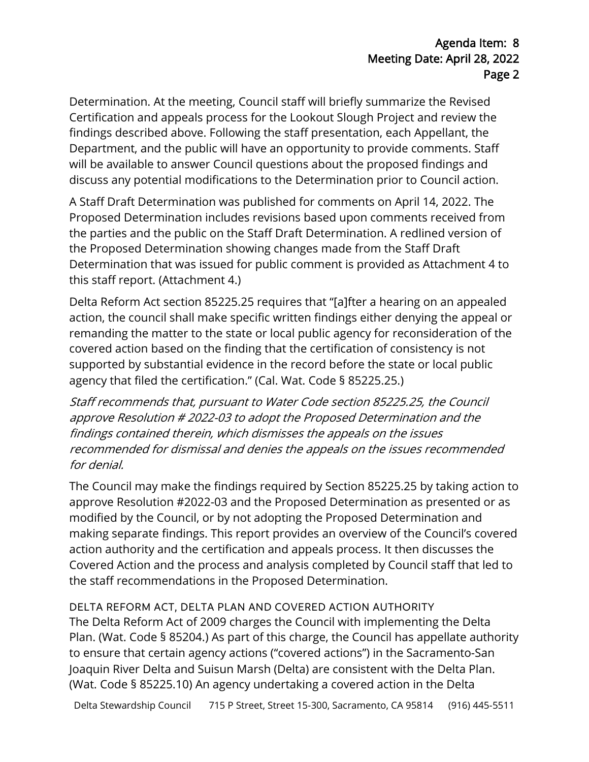Determination. At the meeting, Council staff will briefly summarize the Revised Certification and appeals process for the Lookout Slough Project and review the findings described above. Following the staff presentation, each Appellant, the Department, and the public will have an opportunity to provide comments. Staff will be available to answer Council questions about the proposed findings and discuss any potential modifications to the Determination prior to Council action.

A Staff Draft Determination was published for comments on April 14, 2022. The Proposed Determination includes revisions based upon comments received from the parties and the public on the Staff Draft Determination. A redlined version of the Proposed Determination showing changes made from the Staff Draft Determination that was issued for public comment is provided as Attachment 4 to this staff report. (Attachment 4.)

Delta Reform Act section 85225.25 requires that "[a]fter a hearing on an appealed action, the council shall make specific written findings either denying the appeal or remanding the matter to the state or local public agency for reconsideration of the covered action based on the finding that the certification of consistency is not supported by substantial evidence in the record before the state or local public agency that filed the certification." (Cal. Wat. Code § 85225.25.)

*Staff recommends that, pursuant to Water Code section 85225.25, the Council approve Resolution # 2022-03 to adopt the Proposed Determination and the findings contained therein, which dismisses the appeals on the issues recommended for dismissal and denies the appeals on the issues recommended for denial.*

The Council may make the findings required by Section 85225.25 by taking action to approve Resolution #2022-03 and the Proposed Determination as presented or as modified by the Council, or by not adopting the Proposed Determination and making separate findings. This report provides an overview of the Council's covered action authority and the certification and appeals process. It then discusses the Covered Action and the process and analysis completed by Council staff that led to the staff recommendations in the Proposed Determination.

## DELTA REFORM ACT, DELTA PLAN AND COVERED ACTION AUTHORITY

The Delta Reform Act of 2009 charges the Council with implementing the Delta Plan. (Wat. Code § 85204.) As part of this charge, the Council has appellate authority to ensure that certain agency actions ("covered actions") in the Sacramento-San Joaquin River Delta and Suisun Marsh (Delta) are consistent with the Delta Plan. (Wat. Code § 85225.10) An agency undertaking a covered action in the Delta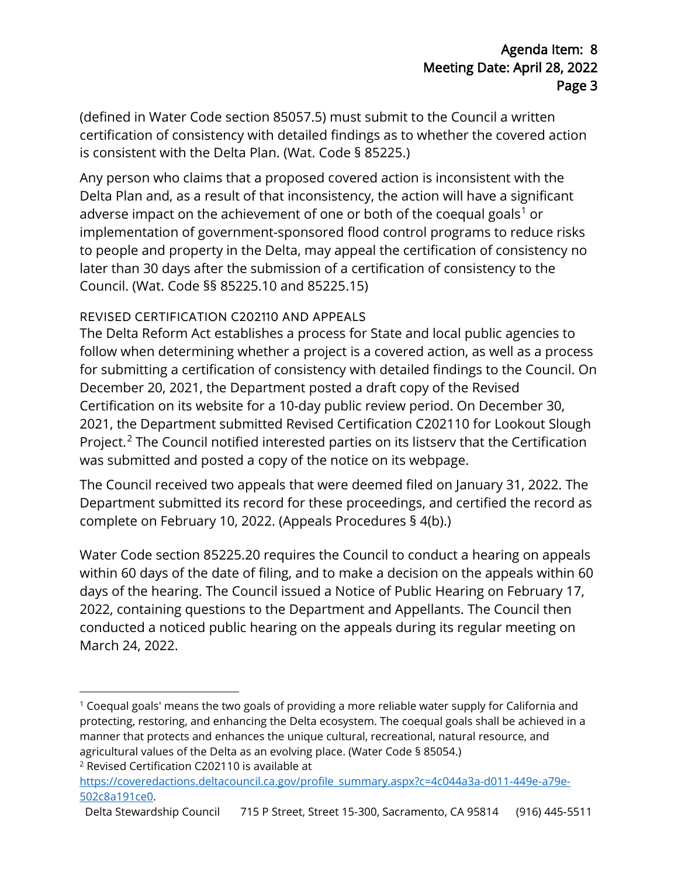(defined in Water Code section 85057.5) must submit to the Council a written certification of consistency with detailed findings as to whether the covered action is consistent with the Delta Plan. (Wat. Code § 85225.)

Any person who claims that a proposed covered action is inconsistent with the Delta Plan and, as a result of that inconsistency, the action will have a significant adverse impact on the achievement of one or both of the coequal goals[1] or implementation of government-sponsored flood control programs to reduce risks to people and property in the Delta, may appeal the certification of consistency no later than 30 days after the submission of a certification of consistency to the Council. (Wat. Code §§ 85225.10 and 85225.15)

### REVISED CERTIFICATION C202110 AND APPEALS

The Delta Reform Act establishes a process for State and local public agencies to follow when determining whether a project is a covered action, as well as a process for submitting a certification of consistency with detailed findings to the Council. On December 20, 2021, the Department posted a draft copy of the Revised Certification on its website for a 10-day public review period. On December 30, 2021, the Department submitted Revised Certification C202110 for Lookout Slough Project.[2] The Council notified interested parties on its listserv that the Certification was submitted and posted a copy of the notice on its webpage.

The Council received two appeals that were deemed filed on January 31, 2022. The Department submitted its record for these proceedings, and certified the record as complete on February 10, 2022. (Appeals Procedures § 4(b).)

Water Code section 85225.20 requires the Council to conduct a hearing on appeals within 60 days of the date of filing, and to make a decision on the appeals within 60 days of the hearing. The Council issued a Notice of Public Hearing on February 17, 2022, containing questions to the Department and Appellants. The Council then conducted a noticed public hearing on the appeals during its regular meeting on March 24, 2022.

---

[1] Coequal goals' means the two goals of providing a more reliable water supply for California and protecting, restoring, and enhancing the Delta ecosystem. The coequal goals shall be achieved in a manner that protects and enhances the unique cultural, recreational, natural resource, and agricultural values of the Delta as an evolving place. (Water Code § 85054.)

[2] Revised Certification C202110 is available at https://coveredactions.deltacouncil.ca.gov/profile_summary.aspx?c=4c044a3a-d011-449e-a79e-502c8a191ce0.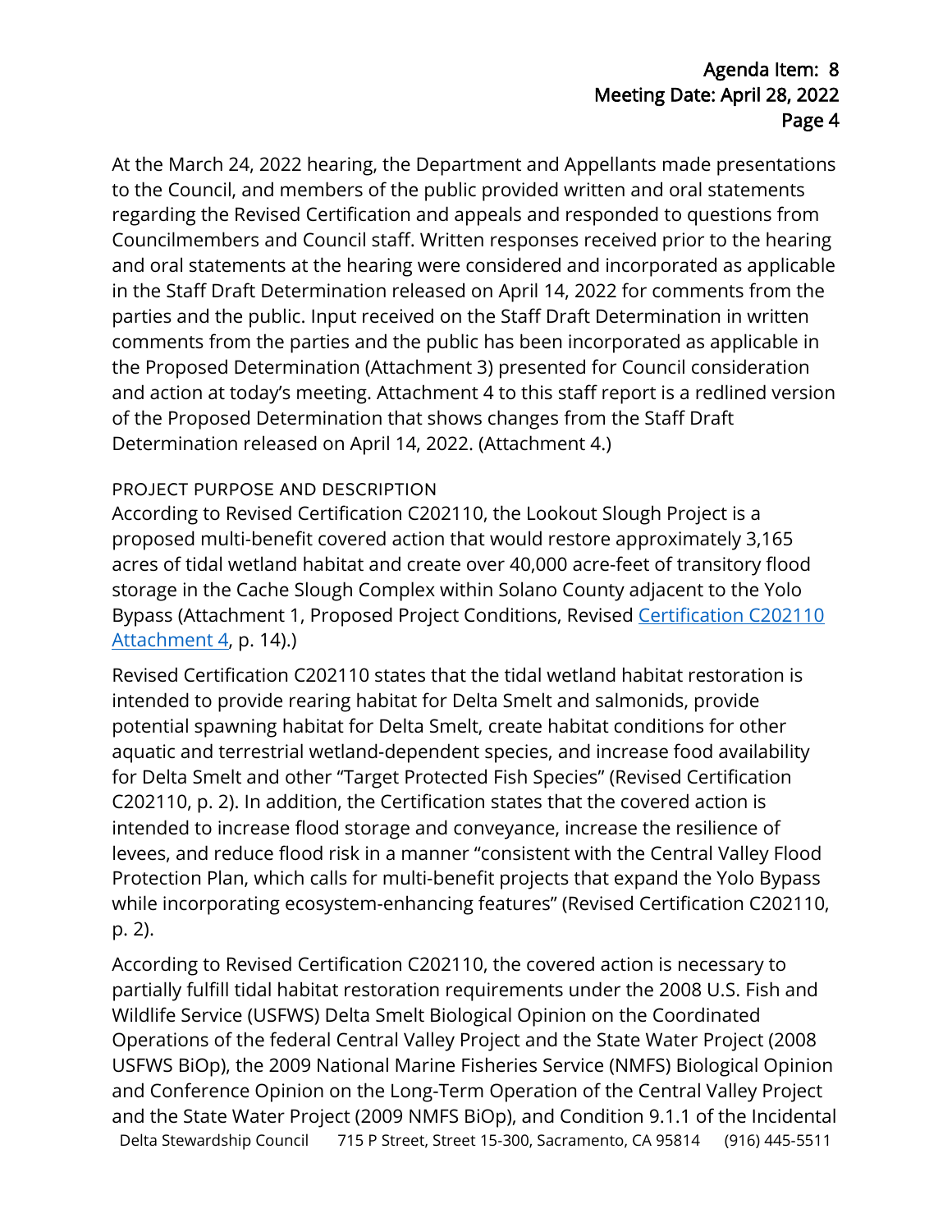At the March 24, 2022 hearing, the Department and Appellants made presentations to the Council, and members of the public provided written and oral statements regarding the Revised Certification and appeals and responded to questions from Councilmembers and Council staff. Written responses received prior to the hearing and oral statements at the hearing were considered and incorporated as applicable in the Staff Draft Determination released on April 14, 2022 for comments from the parties and the public. Input received on the Staff Draft Determination in written comments from the parties and the public has been incorporated as applicable in the Proposed Determination (Attachment 3) presented for Council consideration and action at today's meeting. Attachment 4 to this staff report is a redlined version of the Proposed Determination that shows changes from the Staff Draft Determination released on April 14, 2022. (Attachment 4.)

## PROJECT PURPOSE AND DESCRIPTION

According to Revised Certification C202110, the Lookout Slough Project is a proposed multi-benefit covered action that would restore approximately 3,165 acres of tidal wetland habitat and create over 40,000 acre-feet of transitory flood storage in the Cache Slough Complex within Solano County adjacent to the Yolo Bypass (Attachment 1, Proposed Project Conditions, Revised Certification C202110 Attachment 4, p. 14).)

Revised Certification C202110 states that the tidal wetland habitat restoration is intended to provide rearing habitat for Delta Smelt and salmonids, provide potential spawning habitat for Delta Smelt, create habitat conditions for other aquatic and terrestrial wetland-dependent species, and increase food availability for Delta Smelt and other "Target Protected Fish Species" (Revised Certification C202110, p. 2). In addition, the Certification states that the covered action is intended to increase flood storage and conveyance, increase the resilience of levees, and reduce flood risk in a manner "consistent with the Central Valley Flood Protection Plan, which calls for multi-benefit projects that expand the Yolo Bypass while incorporating ecosystem-enhancing features" (Revised Certification C202110, p. 2).

According to Revised Certification C202110, the covered action is necessary to partially fulfill tidal habitat restoration requirements under the 2008 U.S. Fish and Wildlife Service (USFWS) Delta Smelt Biological Opinion on the Coordinated Operations of the federal Central Valley Project and the State Water Project (2008 USFWS BiOp), the 2009 National Marine Fisheries Service (NMFS) Biological Opinion and Conference Opinion on the Long-Term Operation of the Central Valley Project and the State Water Project (2009 NMFS BiOp), and Condition 9.1.1 of the Incidental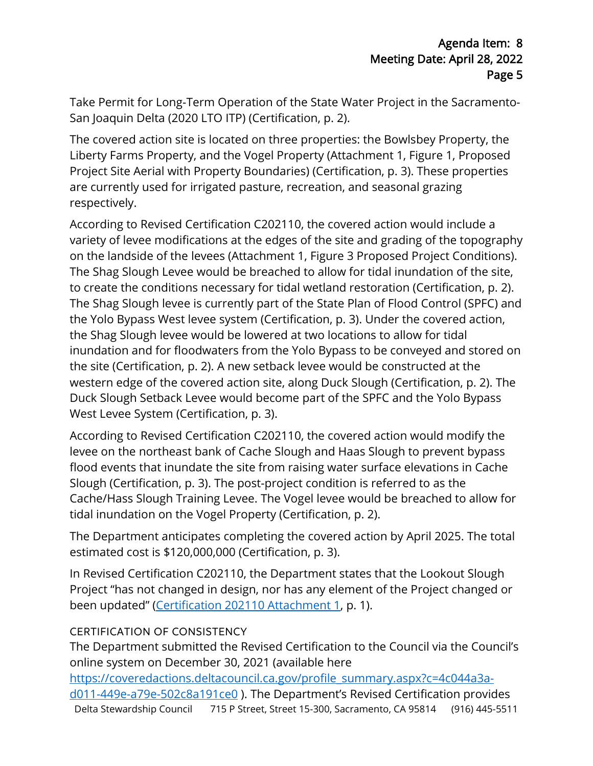Take Permit for Long-Term Operation of the State Water Project in the Sacramento-San Joaquin Delta (2020 LTO ITP) (Certification, p. 2).

The covered action site is located on three properties: the Bowlsbey Property, the Liberty Farms Property, and the Vogel Property (Attachment 1, Figure 1, Proposed Project Site Aerial with Property Boundaries) (Certification, p. 3). These properties are currently used for irrigated pasture, recreation, and seasonal grazing respectively.

According to Revised Certification C202110, the covered action would include a variety of levee modifications at the edges of the site and grading of the topography on the landside of the levees (Attachment 1, Figure 3 Proposed Project Conditions). The Shag Slough Levee would be breached to allow for tidal inundation of the site, to create the conditions necessary for tidal wetland restoration (Certification, p. 2). The Shag Slough levee is currently part of the State Plan of Flood Control (SPFC) and the Yolo Bypass West levee system (Certification, p. 3). Under the covered action, the Shag Slough levee would be lowered at two locations to allow for tidal inundation and for floodwaters from the Yolo Bypass to be conveyed and stored on the site (Certification, p. 2). A new setback levee would be constructed at the western edge of the covered action site, along Duck Slough (Certification, p. 2). The Duck Slough Setback Levee would become part of the SPFC and the Yolo Bypass West Levee System (Certification, p. 3).

According to Revised Certification C202110, the covered action would modify the levee on the northeast bank of Cache Slough and Haas Slough to prevent bypass flood events that inundate the site from raising water surface elevations in Cache Slough (Certification, p. 3). The post-project condition is referred to as the Cache/Hass Slough Training Levee. The Vogel levee would be breached to allow for tidal inundation on the Vogel Property (Certification, p. 2).

The Department anticipates completing the covered action by April 2025. The total estimated cost is $120,000,000 (Certification, p. 3).

In Revised Certification C202110, the Department states that the Lookout Slough Project "has not changed in design, nor has any element of the Project changed or been updated" (Certification 202110 Attachment 1, p. 1).

### CERTIFICATION OF CONSISTENCY

The Department submitted the Revised Certification to the Council via the Council's online system on December 30, 2021 (available here https://coveredactions.deltacouncil.ca.gov/profile_summary.aspx?c=4c044a3a-d011-449e-a79e-502c8a191ce0 ). The Department's Revised Certification provides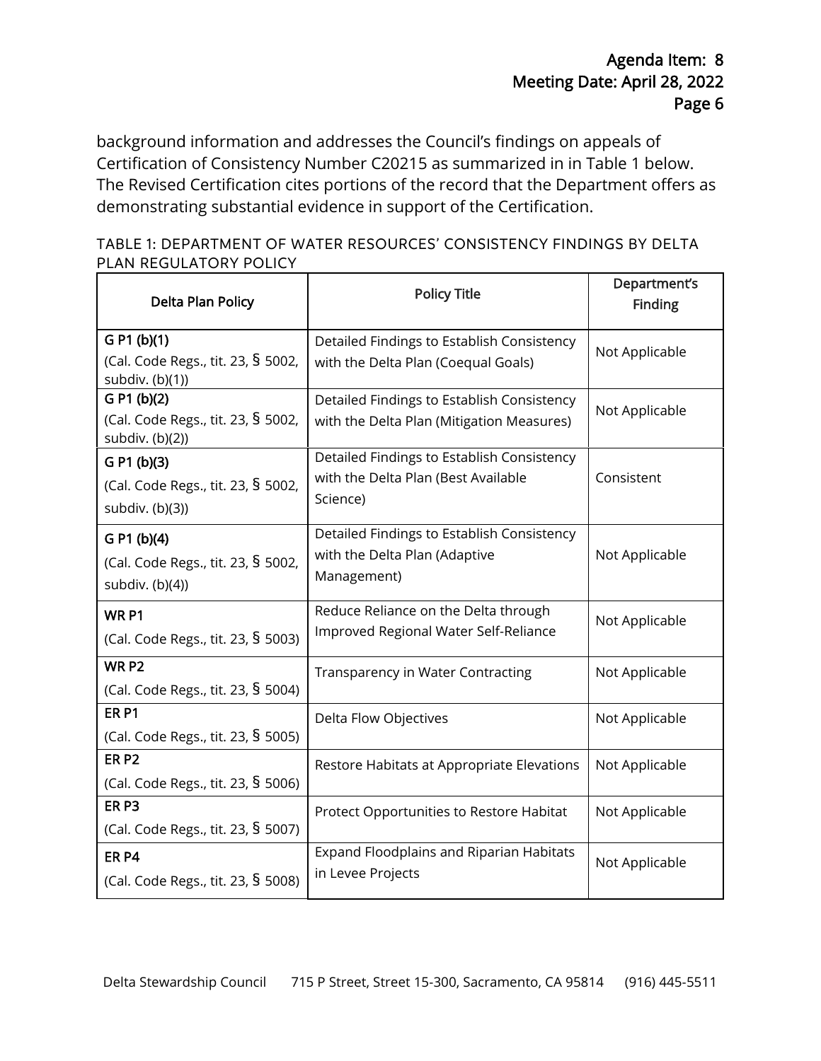background information and addresses the Council's findings on appeals of Certification of Consistency Number C20215 as summarized in in Table 1 below. The Revised Certification cites portions of the record that the Department offers as demonstrating substantial evidence in support of the Certification.

TABLE 1: DEPARTMENT OF WATER RESOURCES' CONSISTENCY FINDINGS BY DELTA PLAN REGULATORY POLICY

| Delta Plan Policy | Policy Title | Department's Finding |
|---|---|---|
| **G P1 (b)(1)** (Cal. Code Regs., tit. 23, § 5002, subdiv. (b)(1)) | Detailed Findings to Establish Consistency with the Delta Plan (Coequal Goals) | Not Applicable |
| **G P1 (b)(2)** (Cal. Code Regs., tit. 23, § 5002, subdiv. (b)(2)) | Detailed Findings to Establish Consistency with the Delta Plan (Mitigation Measures) | Not Applicable |
| **G P1 (b)(3)** (Cal. Code Regs., tit. 23, § 5002, subdiv. (b)(3)) | Detailed Findings to Establish Consistency with the Delta Plan (Best Available Science) | Consistent |
| **G P1 (b)(4)** (Cal. Code Regs., tit. 23, § 5002, subdiv. (b)(4)) | Detailed Findings to Establish Consistency with the Delta Plan (Adaptive Management) | Not Applicable |
| **WR P1** (Cal. Code Regs., tit. 23, § 5003) | Reduce Reliance on the Delta through Improved Regional Water Self-Reliance | Not Applicable |
| **WR P2** (Cal. Code Regs., tit. 23, § 5004) | Transparency in Water Contracting | Not Applicable |
| **ER P1** (Cal. Code Regs., tit. 23, § 5005) | Delta Flow Objectives | Not Applicable |
| **ER P2** (Cal. Code Regs., tit. 23, § 5006) | Restore Habitats at Appropriate Elevations | Not Applicable |
| **ER P3** (Cal. Code Regs., tit. 23, § 5007) | Protect Opportunities to Restore Habitat | Not Applicable |
| **ER P4** (Cal. Code Regs., tit. 23, § 5008) | Expand Floodplains and Riparian Habitats in Levee Projects | Not Applicable |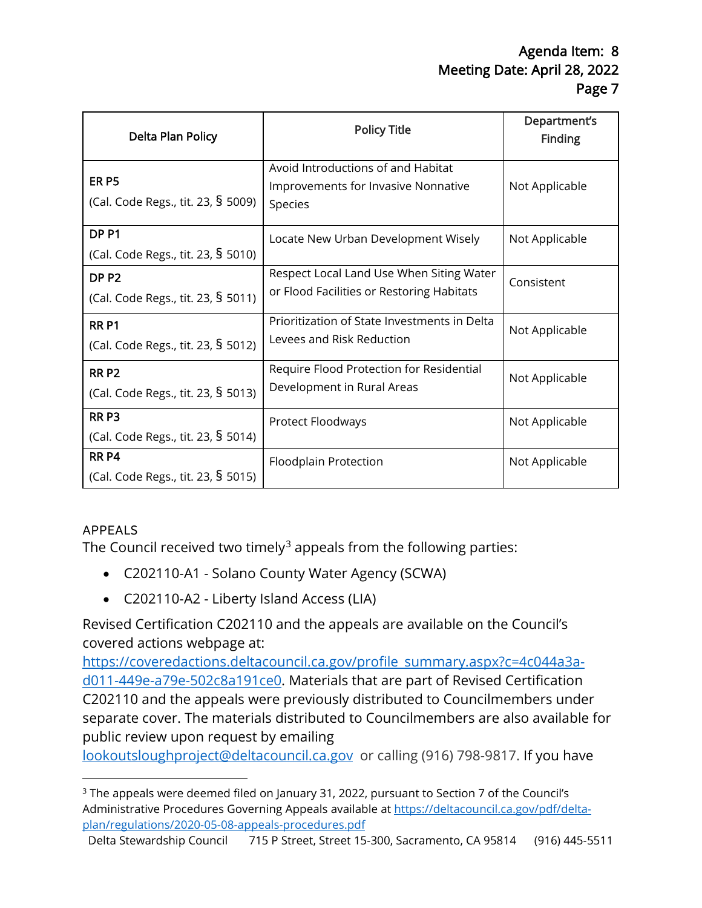| Delta Plan Policy | Policy Title | Department's Finding |
|---|---|---|
| **ER P5** (Cal. Code Regs., tit. 23, § 5009) | Avoid Introductions of and Habitat Improvements for Invasive Nonnative Species | Not Applicable |
| **DP P1** (Cal. Code Regs., tit. 23, § 5010) | Locate New Urban Development Wisely | Not Applicable |
| **DP P2** (Cal. Code Regs., tit. 23, § 5011) | Respect Local Land Use When Siting Water or Flood Facilities or Restoring Habitats | Consistent |
| **RR P1** (Cal. Code Regs., tit. 23, § 5012) | Prioritization of State Investments in Delta Levees and Risk Reduction | Not Applicable |
| **RR P2** (Cal. Code Regs., tit. 23, § 5013) | Require Flood Protection for Residential Development in Rural Areas | Not Applicable |
| **RR P3** (Cal. Code Regs., tit. 23, § 5014) | Protect Floodways | Not Applicable |
| **RR P4** (Cal. Code Regs., tit. 23, § 5015) | Floodplain Protection | Not Applicable |

## APPEALS

The Council received two timely[3] appeals from the following parties:

- C202110-A1 - Solano County Water Agency (SCWA)
- C202110-A2 - Liberty Island Access (LIA)

Revised Certification C202110 and the appeals are available on the Council's covered actions webpage at: https://coveredactions.deltacouncil.ca.gov/profile_summary.aspx?c=4c044a3a-d011-449e-a79e-502c8a191ce0. Materials that are part of Revised Certification C202110 and the appeals were previously distributed to Councilmembers under separate cover. The materials distributed to Councilmembers are also available for public review upon request by emailing lookoutsloughproject@deltacouncil.ca.gov or calling (916) 798-9817. If you have

[3] The appeals were deemed filed on January 31, 2022, pursuant to Section 7 of the Council's Administrative Procedures Governing Appeals available at https://deltacouncil.ca.gov/pdf/delta-plan/regulations/2020-05-08-appeals-procedures.pdf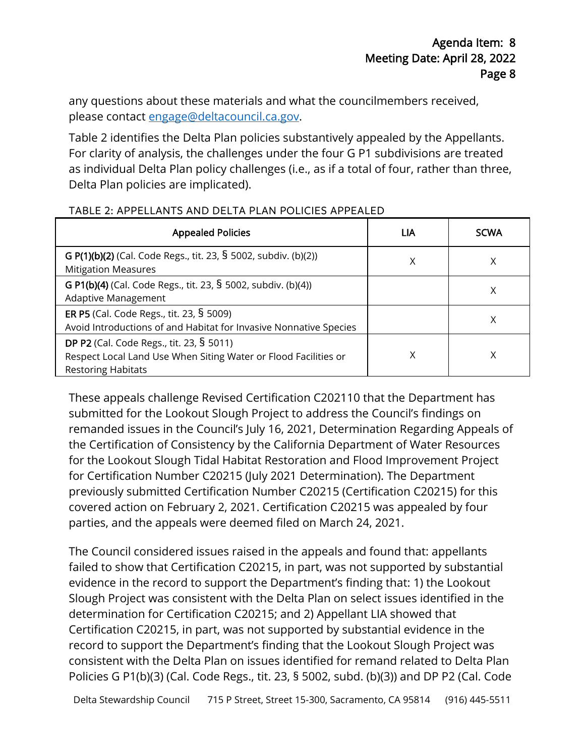any questions about these materials and what the councilmembers received, please contact engage@deltacouncil.ca.gov.

Table 2 identifies the Delta Plan policies substantively appealed by the Appellants. For clarity of analysis, the challenges under the four G P1 subdivisions are treated as individual Delta Plan policy challenges (i.e., as if a total of four, rather than three, Delta Plan policies are implicated).

TABLE 2: APPELLANTS AND DELTA PLAN POLICIES APPEALED

| Appealed Policies | LIA | SCWA |
|---|---|---|
| **G P(1)(b)(2)** (Cal. Code Regs., tit. 23, § 5002, subdiv. (b)(2)) Mitigation Measures | X | X |
| **G P1(b)(4)** (Cal. Code Regs., tit. 23, § 5002, subdiv. (b)(4)) Adaptive Management | | X |
| **ER P5** (Cal. Code Regs., tit. 23, § 5009) Avoid Introductions of and Habitat for Invasive Nonnative Species | | X |
| **DP P2** (Cal. Code Regs., tit. 23, § 5011) Respect Local Land Use When Siting Water or Flood Facilities or Restoring Habitats | X | X |

These appeals challenge Revised Certification C202110 that the Department has submitted for the Lookout Slough Project to address the Council's findings on remanded issues in the Council's July 16, 2021, Determination Regarding Appeals of the Certification of Consistency by the California Department of Water Resources for the Lookout Slough Tidal Habitat Restoration and Flood Improvement Project for Certification Number C20215 (July 2021 Determination). The Department previously submitted Certification Number C20215 (Certification C20215) for this covered action on February 2, 2021. Certification C20215 was appealed by four parties, and the appeals were deemed filed on March 24, 2021.

The Council considered issues raised in the appeals and found that: appellants failed to show that Certification C20215, in part, was not supported by substantial evidence in the record to support the Department's finding that: 1) the Lookout Slough Project was consistent with the Delta Plan on select issues identified in the determination for Certification C20215; and 2) Appellant LIA showed that Certification C20215, in part, was not supported by substantial evidence in the record to support the Department's finding that the Lookout Slough Project was consistent with the Delta Plan on issues identified for remand related to Delta Plan Policies G P1(b)(3) (Cal. Code Regs., tit. 23, § 5002, subd. (b)(3)) and DP P2 (Cal. Code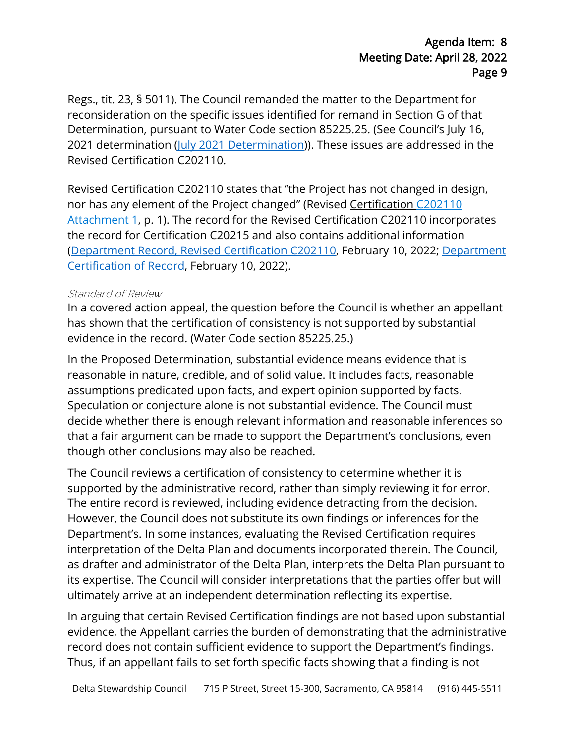Regs., tit. 23, § 5011). The Council remanded the matter to the Department for reconsideration on the specific issues identified for remand in Section G of that Determination, pursuant to Water Code section 85225.25. (See Council's July 16, 2021 determination (July 2021 Determination)). These issues are addressed in the Revised Certification C202110.

Revised Certification C202110 states that "the Project has not changed in design, nor has any element of the Project changed" (Revised Certification C202110 Attachment 1, p. 1). The record for the Revised Certification C202110 incorporates the record for Certification C20215 and also contains additional information (Department Record, Revised Certification C202110, February 10, 2022; Department Certification of Record, February 10, 2022).

*Standard of Review*

In a covered action appeal, the question before the Council is whether an appellant has shown that the certification of consistency is not supported by substantial evidence in the record. (Water Code section 85225.25.)

In the Proposed Determination, substantial evidence means evidence that is reasonable in nature, credible, and of solid value. It includes facts, reasonable assumptions predicated upon facts, and expert opinion supported by facts. Speculation or conjecture alone is not substantial evidence. The Council must decide whether there is enough relevant information and reasonable inferences so that a fair argument can be made to support the Department's conclusions, even though other conclusions may also be reached.

The Council reviews a certification of consistency to determine whether it is supported by the administrative record, rather than simply reviewing it for error. The entire record is reviewed, including evidence detracting from the decision. However, the Council does not substitute its own findings or inferences for the Department's. In some instances, evaluating the Revised Certification requires interpretation of the Delta Plan and documents incorporated therein. The Council, as drafter and administrator of the Delta Plan, interprets the Delta Plan pursuant to its expertise. The Council will consider interpretations that the parties offer but will ultimately arrive at an independent determination reflecting its expertise.

In arguing that certain Revised Certification findings are not based upon substantial evidence, the Appellant carries the burden of demonstrating that the administrative record does not contain sufficient evidence to support the Department's findings. Thus, if an appellant fails to set forth specific facts showing that a finding is not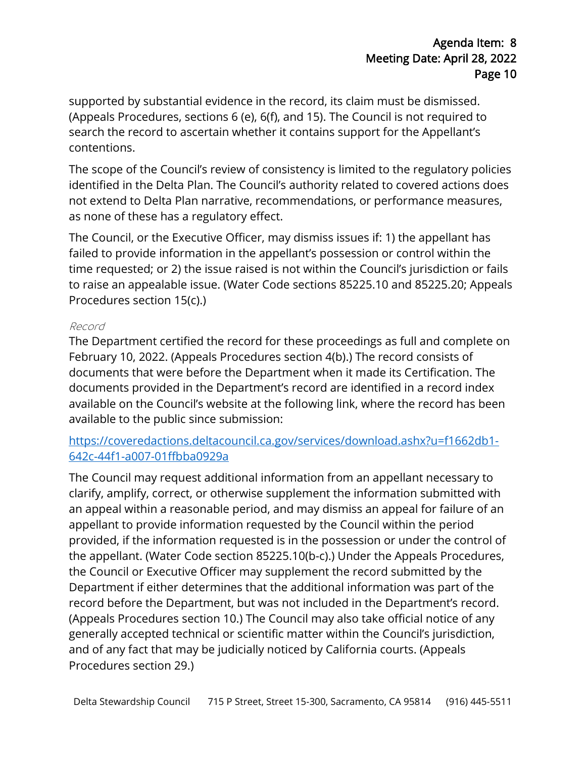supported by substantial evidence in the record, its claim must be dismissed. (Appeals Procedures, sections 6 (e), 6(f), and 15). The Council is not required to search the record to ascertain whether it contains support for the Appellant's contentions.

The scope of the Council's review of consistency is limited to the regulatory policies identified in the Delta Plan. The Council's authority related to covered actions does not extend to Delta Plan narrative, recommendations, or performance measures, as none of these has a regulatory effect.

The Council, or the Executive Officer, may dismiss issues if: 1) the appellant has failed to provide information in the appellant's possession or control within the time requested; or 2) the issue raised is not within the Council's jurisdiction or fails to raise an appealable issue. (Water Code sections 85225.10 and 85225.20; Appeals Procedures section 15(c).)

*Record*

The Department certified the record for these proceedings as full and complete on February 10, 2022. (Appeals Procedures section 4(b).) The record consists of documents that were before the Department when it made its Certification. The documents provided in the Department's record are identified in a record index available on the Council's website at the following link, where the record has been available to the public since submission:

https://coveredactions.deltacouncil.ca.gov/services/download.ashx?u=f1662db1-642c-44f1-a007-01ffbba0929a

The Council may request additional information from an appellant necessary to clarify, amplify, correct, or otherwise supplement the information submitted with an appeal within a reasonable period, and may dismiss an appeal for failure of an appellant to provide information requested by the Council within the period provided, if the information requested is in the possession or under the control of the appellant. (Water Code section 85225.10(b-c).) Under the Appeals Procedures, the Council or Executive Officer may supplement the record submitted by the Department if either determines that the additional information was part of the record before the Department, but was not included in the Department's record. (Appeals Procedures section 10.) The Council may also take official notice of any generally accepted technical or scientific matter within the Council's jurisdiction, and of any fact that may be judicially noticed by California courts. (Appeals Procedures section 29.)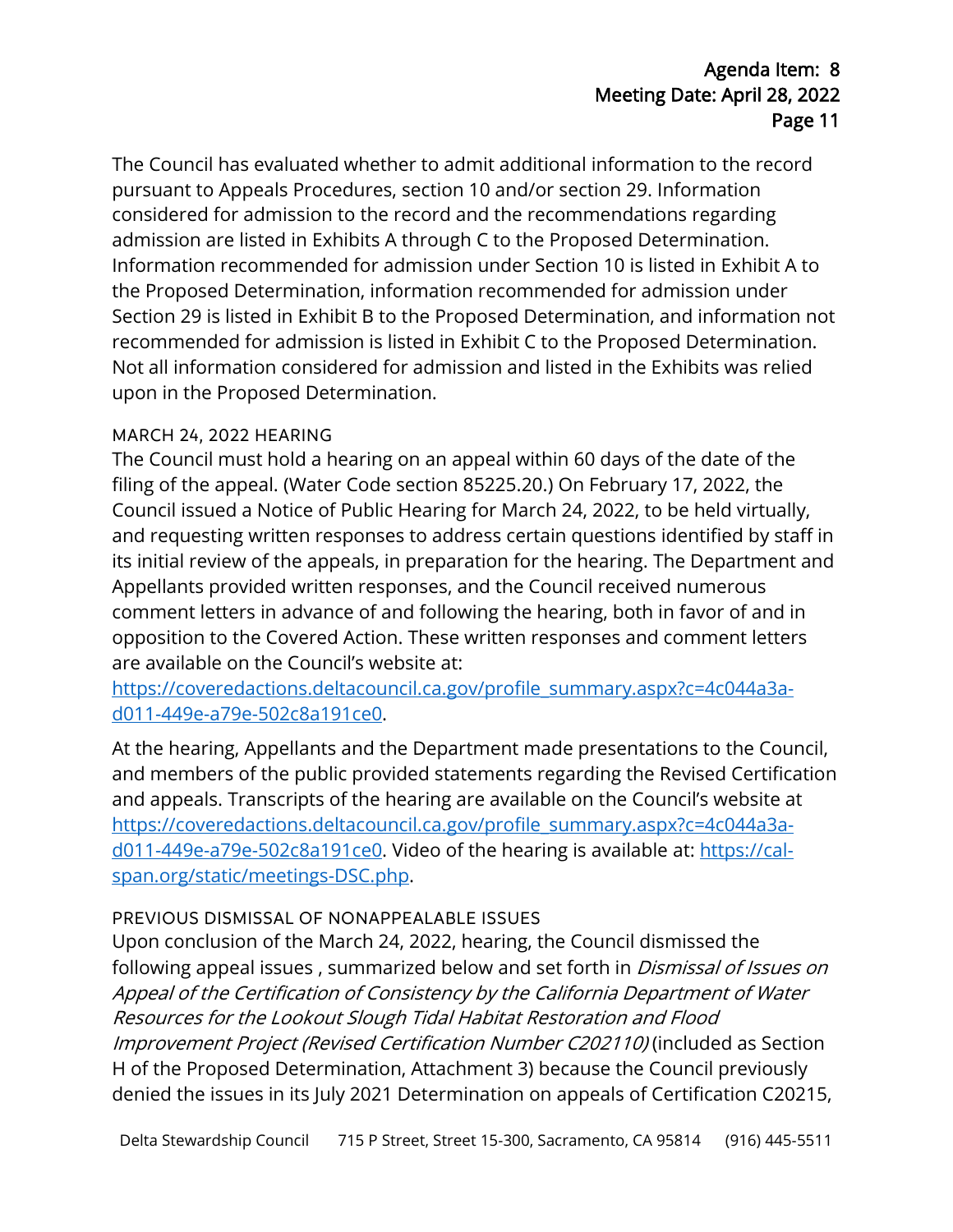The Council has evaluated whether to admit additional information to the record pursuant to Appeals Procedures, section 10 and/or section 29. Information considered for admission to the record and the recommendations regarding admission are listed in Exhibits A through C to the Proposed Determination. Information recommended for admission under Section 10 is listed in Exhibit A to the Proposed Determination, information recommended for admission under Section 29 is listed in Exhibit B to the Proposed Determination, and information not recommended for admission is listed in Exhibit C to the Proposed Determination. Not all information considered for admission and listed in the Exhibits was relied upon in the Proposed Determination.

### MARCH 24, 2022 HEARING

The Council must hold a hearing on an appeal within 60 days of the date of the filing of the appeal. (Water Code section 85225.20.) On February 17, 2022, the Council issued a Notice of Public Hearing for March 24, 2022, to be held virtually, and requesting written responses to address certain questions identified by staff in its initial review of the appeals, in preparation for the hearing. The Department and Appellants provided written responses, and the Council received numerous comment letters in advance of and following the hearing, both in favor of and in opposition to the Covered Action. These written responses and comment letters are available on the Council's website at: https://coveredactions.deltacouncil.ca.gov/profile_summary.aspx?c=4c044a3a-d011-449e-a79e-502c8a191ce0.

At the hearing, Appellants and the Department made presentations to the Council, and members of the public provided statements regarding the Revised Certification and appeals. Transcripts of the hearing are available on the Council's website at https://coveredactions.deltacouncil.ca.gov/profile_summary.aspx?c=4c044a3a-d011-449e-a79e-502c8a191ce0. Video of the hearing is available at: https://cal-span.org/static/meetings-DSC.php.

### PREVIOUS DISMISSAL OF NONAPPEALABLE ISSUES

Upon conclusion of the March 24, 2022, hearing, the Council dismissed the following appeal issues , summarized below and set forth in *Dismissal of Issues on Appeal of the Certification of Consistency by the California Department of Water Resources for the Lookout Slough Tidal Habitat Restoration and Flood Improvement Project (Revised Certification Number C202110)* (included as Section H of the Proposed Determination, Attachment 3) because the Council previously denied the issues in its July 2021 Determination on appeals of Certification C20215,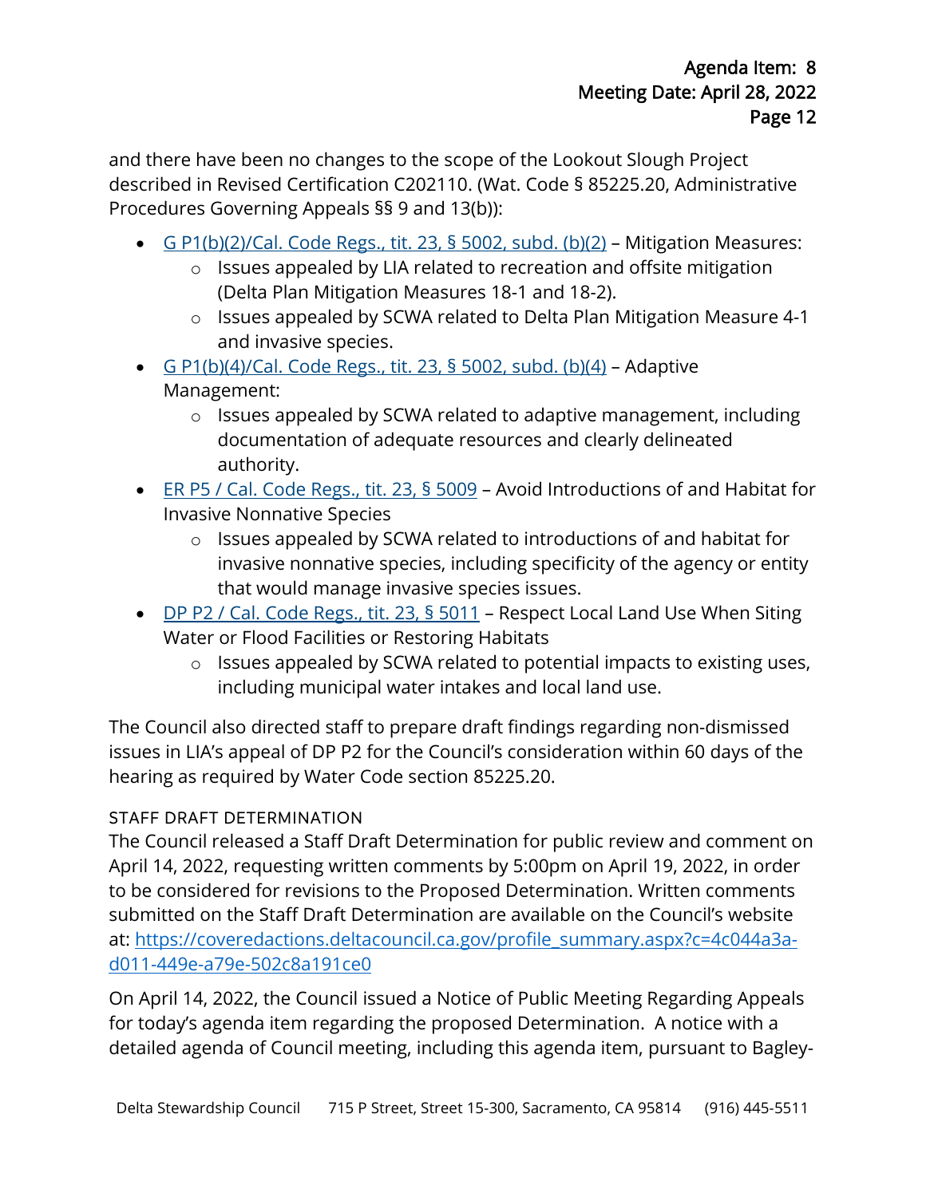and there have been no changes to the scope of the Lookout Slough Project described in Revised Certification C202110. (Wat. Code § 85225.20, Administrative Procedures Governing Appeals §§ 9 and 13(b)):

- [G P1(b)(2)/Cal. Code Regs., tit. 23, § 5002, subd. (b)(2)]() – Mitigation Measures:
  - Issues appealed by LIA related to recreation and offsite mitigation (Delta Plan Mitigation Measures 18-1 and 18-2).
  - Issues appealed by SCWA related to Delta Plan Mitigation Measure 4-1 and invasive species.
- [G P1(b)(4)/Cal. Code Regs., tit. 23, § 5002, subd. (b)(4)]() – Adaptive Management:
  - Issues appealed by SCWA related to adaptive management, including documentation of adequate resources and clearly delineated authority.
- [ER P5 / Cal. Code Regs., tit. 23, § 5009]() – Avoid Introductions of and Habitat for Invasive Nonnative Species
  - Issues appealed by SCWA related to introductions of and habitat for invasive nonnative species, including specificity of the agency or entity that would manage invasive species issues.
- [DP P2 / Cal. Code Regs., tit. 23, § 5011]() – Respect Local Land Use When Siting Water or Flood Facilities or Restoring Habitats
  - Issues appealed by SCWA related to potential impacts to existing uses, including municipal water intakes and local land use.

The Council also directed staff to prepare draft findings regarding non-dismissed issues in LIA's appeal of DP P2 for the Council's consideration within 60 days of the hearing as required by Water Code section 85225.20.

### STAFF DRAFT DETERMINATION

The Council released a Staff Draft Determination for public review and comment on April 14, 2022, requesting written comments by 5:00pm on April 19, 2022, in order to be considered for revisions to the Proposed Determination. Written comments submitted on the Staff Draft Determination are available on the Council's website at: [https://coveredactions.deltacouncil.ca.gov/profile_summary.aspx?c=4c044a3a-d011-449e-a79e-502c8a191ce0](https://coveredactions.deltacouncil.ca.gov/profile_summary.aspx?c=4c044a3a-d011-449e-a79e-502c8a191ce0)

On April 14, 2022, the Council issued a Notice of Public Meeting Regarding Appeals for today's agenda item regarding the proposed Determination. A notice with a detailed agenda of Council meeting, including this agenda item, pursuant to Bagley-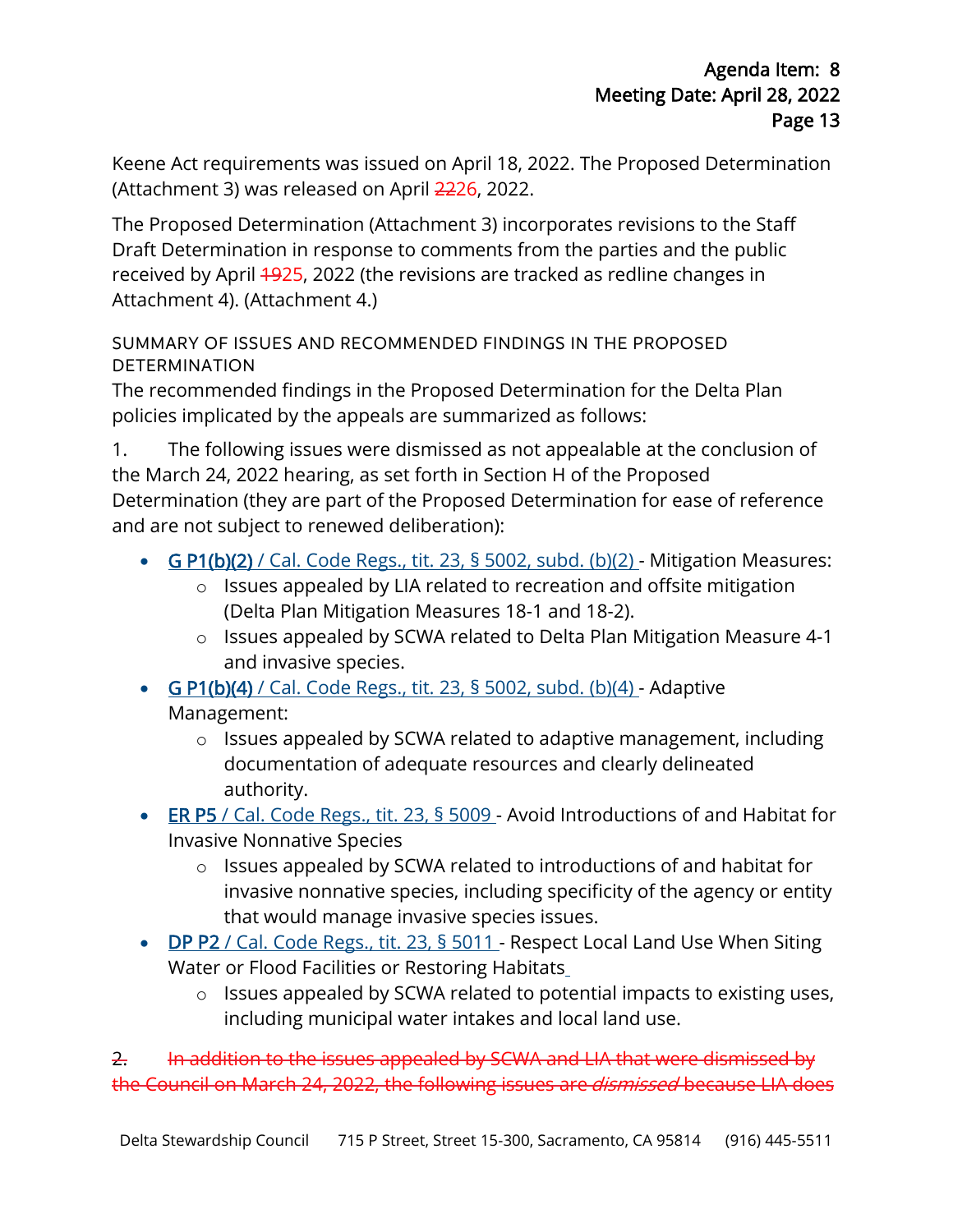Keene Act requirements was issued on April 18, 2022. The Proposed Determination (Attachment 3) was released on April ~~22~~26, 2022.

The Proposed Determination (Attachment 3) incorporates revisions to the Staff Draft Determination in response to comments from the parties and the public received by April ~~19~~25, 2022 (the revisions are tracked as redline changes in Attachment 4). (Attachment 4.)

### SUMMARY OF ISSUES AND RECOMMENDED FINDINGS IN THE PROPOSED DETERMINATION

The recommended findings in the Proposed Determination for the Delta Plan policies implicated by the appeals are summarized as follows:

1. The following issues were dismissed as not appealable at the conclusion of the March 24, 2022 hearing, as set forth in Section H of the Proposed Determination (they are part of the Proposed Determination for ease of reference and are not subject to renewed deliberation):

- **G P1(b)(2)** / Cal. Code Regs., tit. 23, § 5002, subd. (b)(2) - Mitigation Measures:
  - Issues appealed by LIA related to recreation and offsite mitigation (Delta Plan Mitigation Measures 18-1 and 18-2).
  - Issues appealed by SCWA related to Delta Plan Mitigation Measure 4-1 and invasive species.
- **G P1(b)(4)** / Cal. Code Regs., tit. 23, § 5002, subd. (b)(4) - Adaptive Management:
  - Issues appealed by SCWA related to adaptive management, including documentation of adequate resources and clearly delineated authority.
- **ER P5** / Cal. Code Regs., tit. 23, § 5009 - Avoid Introductions of and Habitat for Invasive Nonnative Species
  - Issues appealed by SCWA related to introductions of and habitat for invasive nonnative species, including specificity of the agency or entity that would manage invasive species issues.
- **DP P2** / Cal. Code Regs., tit. 23, § 5011 - Respect Local Land Use When Siting Water or Flood Facilities or Restoring Habitats
  - Issues appealed by SCWA related to potential impacts to existing uses, including municipal water intakes and local land use.

~~2. In addition to the issues appealed by SCWA and LIA that were dismissed by the Council on March 24, 2022, the following issues are *dismissed* because LIA does~~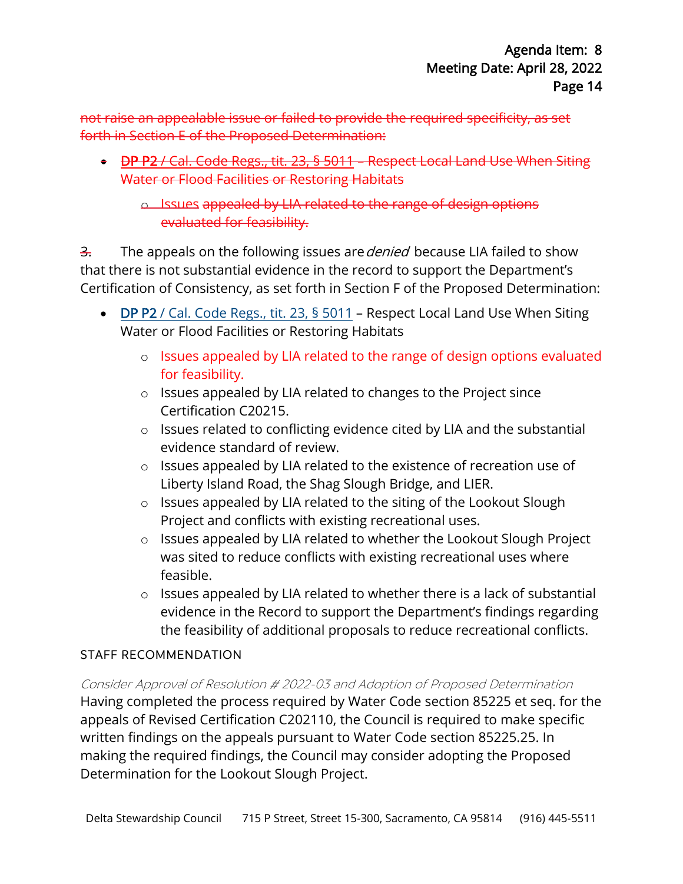~~not raise an appealable issue or failed to provide the required specificity, as set forth in Section E of the Proposed Determination:~~

- ~~DP P2 / Cal. Code Regs., tit. 23, § 5011 – Respect Local Land Use When Siting Water or Flood Facilities or Restoring Habitats~~
  - ~~Issues appealed by LIA related to the range of design options evaluated for feasibility.~~

~~3.~~ The appeals on the following issues are *denied* because LIA failed to show that there is not substantial evidence in the record to support the Department's Certification of Consistency, as set forth in Section F of the Proposed Determination:

- DP P2 / Cal. Code Regs., tit. 23, § 5011 – Respect Local Land Use When Siting Water or Flood Facilities or Restoring Habitats
  - Issues appealed by LIA related to the range of design options evaluated for feasibility.
  - Issues appealed by LIA related to changes to the Project since Certification C20215.
  - Issues related to conflicting evidence cited by LIA and the substantial evidence standard of review.
  - Issues appealed by LIA related to the existence of recreation use of Liberty Island Road, the Shag Slough Bridge, and LIER.
  - Issues appealed by LIA related to the siting of the Lookout Slough Project and conflicts with existing recreational uses.
  - Issues appealed by LIA related to whether the Lookout Slough Project was sited to reduce conflicts with existing recreational uses where feasible.
  - Issues appealed by LIA related to whether there is a lack of substantial evidence in the Record to support the Department's findings regarding the feasibility of additional proposals to reduce recreational conflicts.

## STAFF RECOMMENDATION

*Consider Approval of Resolution # 2022-03 and Adoption of Proposed Determination*

Having completed the process required by Water Code section 85225 et seq. for the appeals of Revised Certification C202110, the Council is required to make specific written findings on the appeals pursuant to Water Code section 85225.25. In making the required findings, the Council may consider adopting the Proposed Determination for the Lookout Slough Project.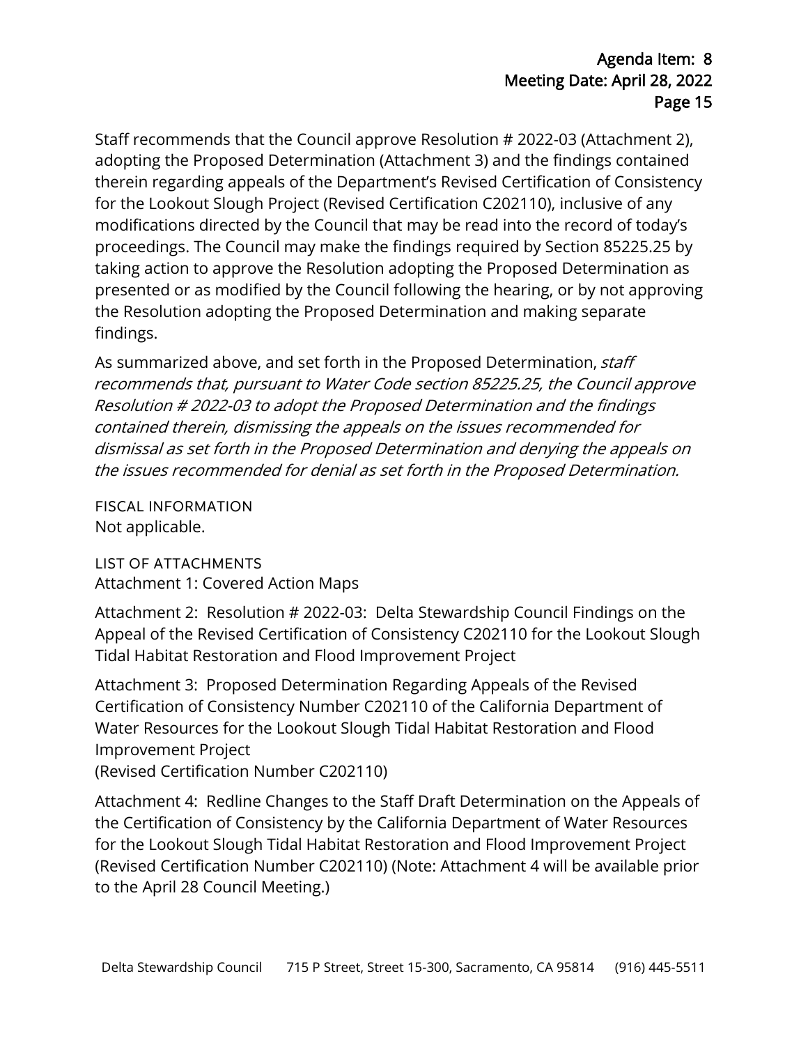Staff recommends that the Council approve Resolution # 2022-03 (Attachment 2), adopting the Proposed Determination (Attachment 3) and the findings contained therein regarding appeals of the Department's Revised Certification of Consistency for the Lookout Slough Project (Revised Certification C202110), inclusive of any modifications directed by the Council that may be read into the record of today's proceedings. The Council may make the findings required by Section 85225.25 by taking action to approve the Resolution adopting the Proposed Determination as presented or as modified by the Council following the hearing, or by not approving the Resolution adopting the Proposed Determination and making separate findings.

As summarized above, and set forth in the Proposed Determination, *staff recommends that, pursuant to Water Code section 85225.25, the Council approve Resolution # 2022-03 to adopt the Proposed Determination and the findings contained therein, dismissing the appeals on the issues recommended for dismissal as set forth in the Proposed Determination and denying the appeals on the issues recommended for denial as set forth in the Proposed Determination.*

## FISCAL INFORMATION

Not applicable.

## LIST OF ATTACHMENTS

Attachment 1: Covered Action Maps

Attachment 2: Resolution # 2022-03: Delta Stewardship Council Findings on the Appeal of the Revised Certification of Consistency C202110 for the Lookout Slough Tidal Habitat Restoration and Flood Improvement Project

Attachment 3: Proposed Determination Regarding Appeals of the Revised Certification of Consistency Number C202110 of the California Department of Water Resources for the Lookout Slough Tidal Habitat Restoration and Flood Improvement Project
(Revised Certification Number C202110)

Attachment 4: Redline Changes to the Staff Draft Determination on the Appeals of the Certification of Consistency by the California Department of Water Resources for the Lookout Slough Tidal Habitat Restoration and Flood Improvement Project (Revised Certification Number C202110) (Note: Attachment 4 will be available prior to the April 28 Council Meeting.)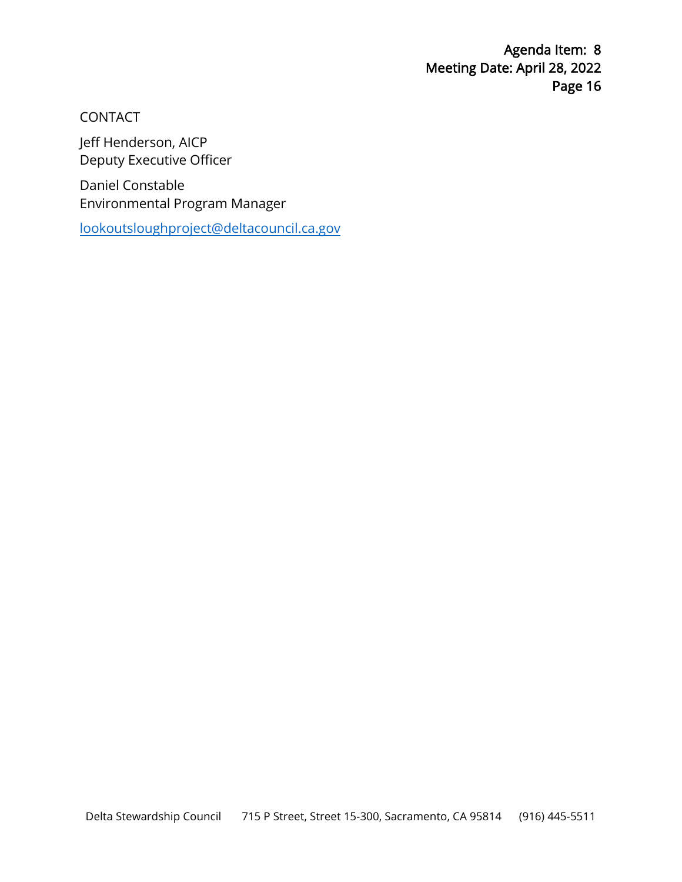CONTACT

Jeff Henderson, AICP
Deputy Executive Officer

Daniel Constable
Environmental Program Manager

lookoutsloughproject@deltacouncil.ca.gov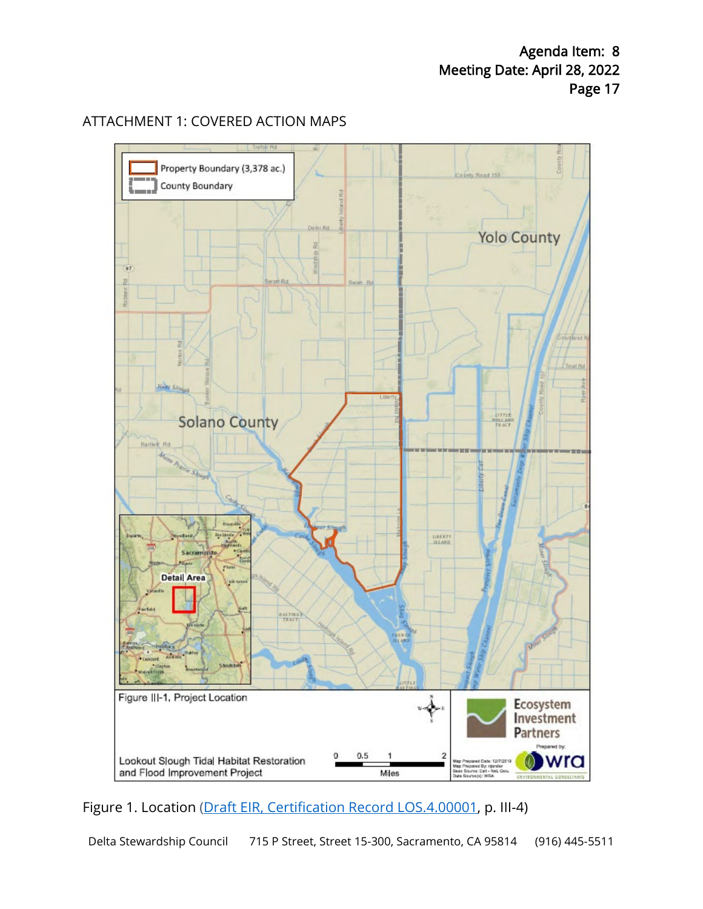ATTACHMENT 1: COVERED ACTION MAPS

Figure 1. Location ([Draft EIR, Certification Record LOS.4.00001](#), p. III-4)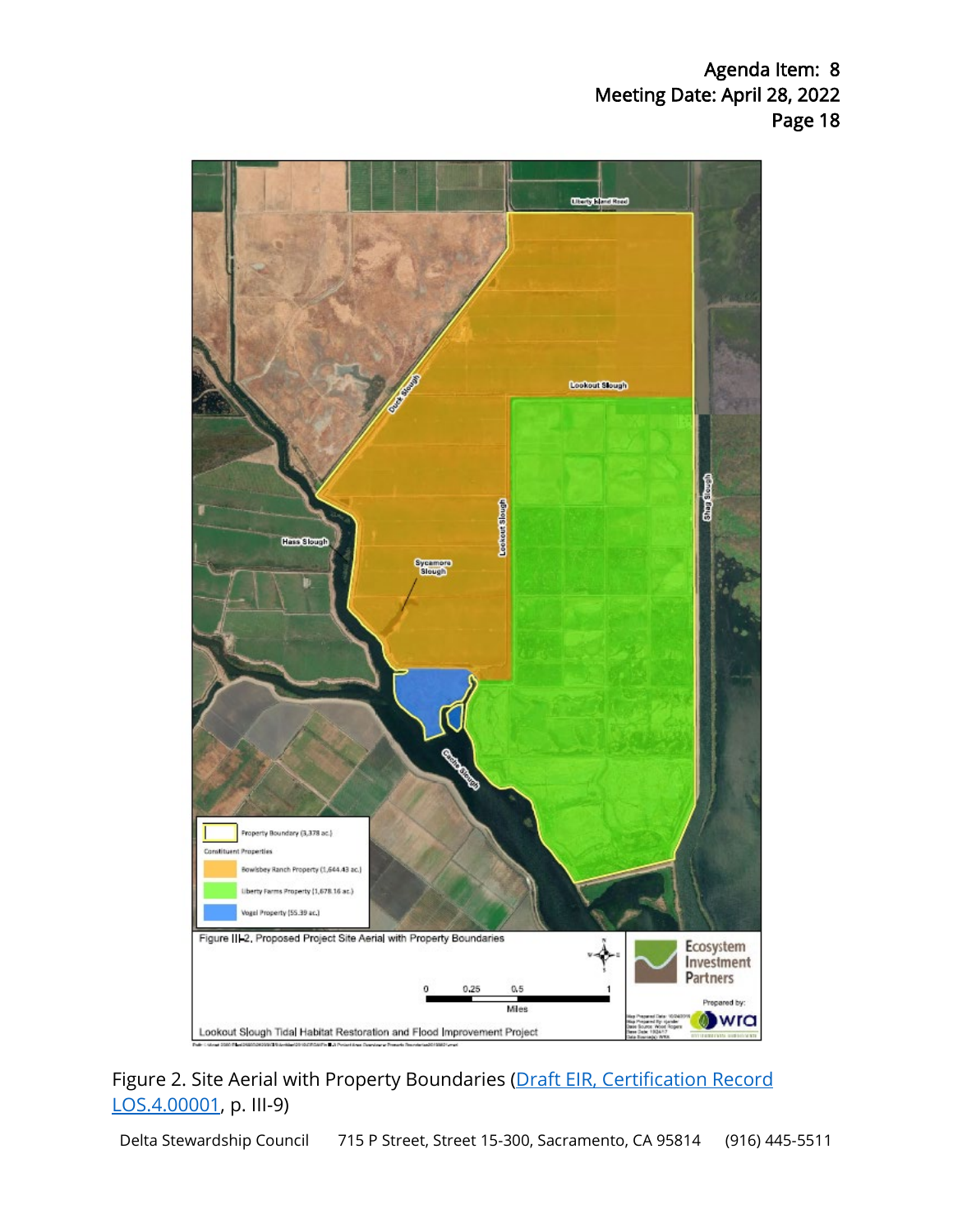Figure 2. Site Aerial with Property Boundaries (Draft EIR, Certification Record LOS.4.00001, p. III-9)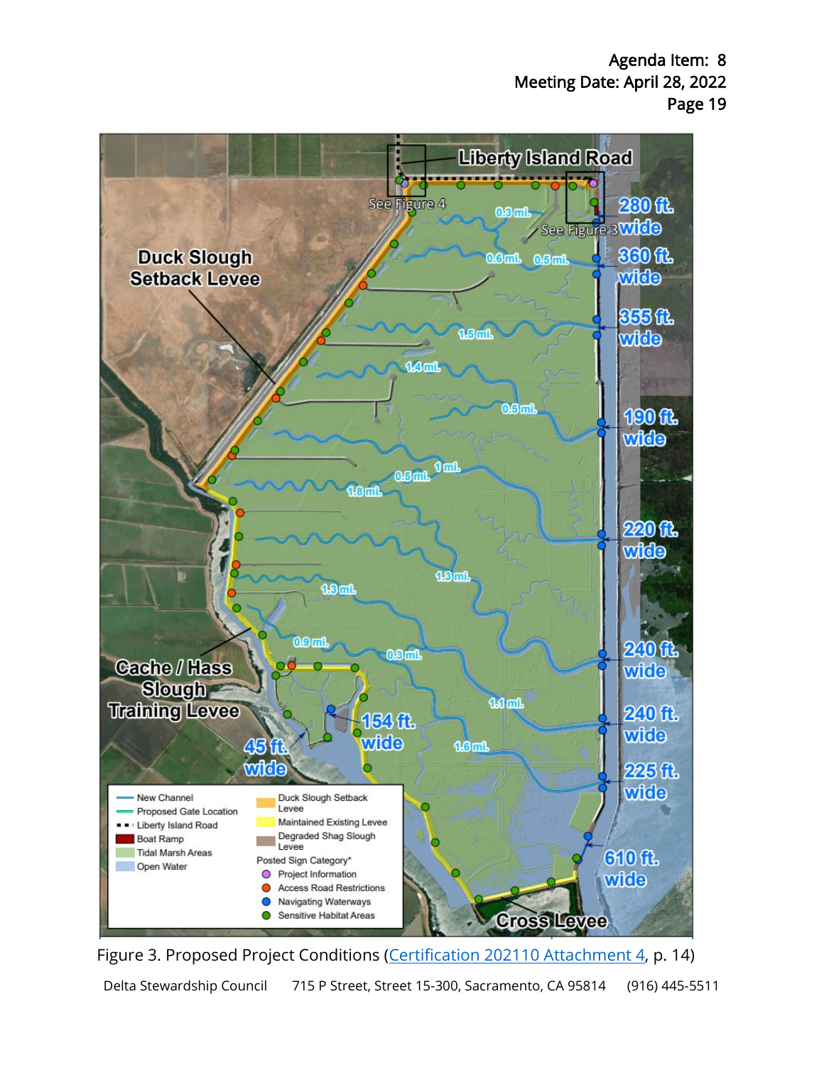Liberty Island Road

See Figure 4

See Figure 3

Duck Slough Setback Levee

Cache / Hass Slough Training Levee

Cross Levee

280 ft. wide

360 ft. wide

355 ft. wide

190 ft. wide

220 ft. wide

240 ft. wide

240 ft. wide

225 ft. wide

610 ft. wide

154 ft. wide

45 ft. wide

0.3 mi.

0.6 mi.

0.5 mi.

1.5 mi.

1.4 mi.

0.5 mi.

1 mi.

0.5 mi.

1.8 mi.

1.3 mi.

1.3 mi.

0.9 mi.

0.3 mi.

1.1 mi.

1.6 mi.

New Channel

Proposed Gate Location

Liberty Island Road

Boat Ramp

Tidal Marsh Areas

Open Water

Duck Slough Setback Levee

Maintained Existing Levee

Degraded Shag Slough Levee

Posted Sign Category*

Project Information

Access Road Restrictions

Navigating Waterways

Sensitive Habitat Areas

Figure 3. Proposed Project Conditions (Certification 202110 Attachment 4, p. 14)